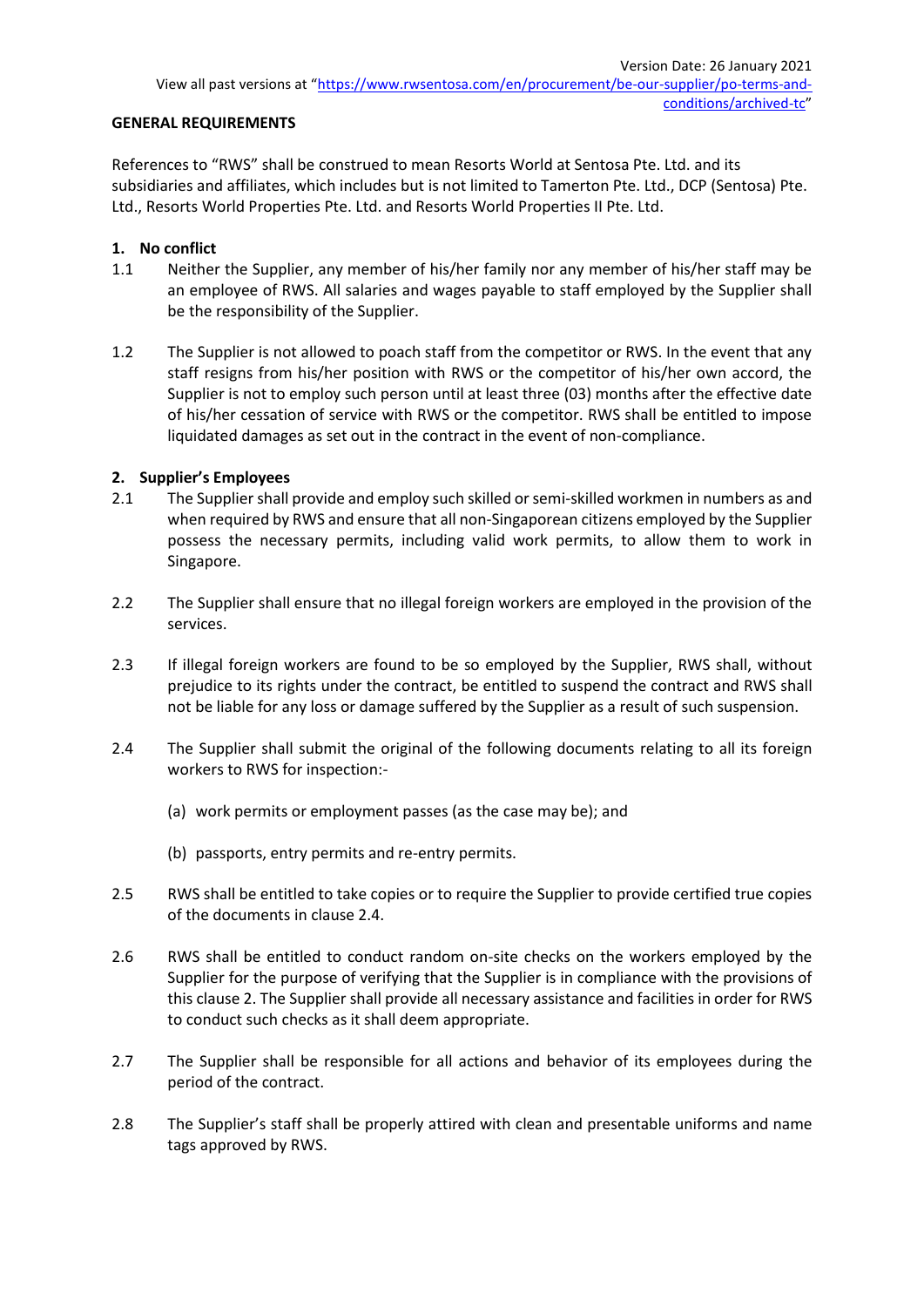Version Date: 26 January 2021

View all past versions at "https://www.rwsentosa.com/en/procurement/be-our-supplier/po-terms-and-conditions/archived-tc"

**GENERAL REQUIREMENTS**

References to "RWS" shall be construed to mean Resorts World at Sentosa Pte. Ltd. and its subsidiaries and affiliates, which includes but is not limited to Tamerton Pte. Ltd., DCP (Sentosa) Pte. Ltd., Resorts World Properties Pte. Ltd. and Resorts World Properties II Pte. Ltd.

**1. No conflict**

1.1 Neither the Supplier, any member of his/her family nor any member of his/her staff may be an employee of RWS. All salaries and wages payable to staff employed by the Supplier shall be the responsibility of the Supplier.

1.2 The Supplier is not allowed to poach staff from the competitor or RWS. In the event that any staff resigns from his/her position with RWS or the competitor of his/her own accord, the Supplier is not to employ such person until at least three (03) months after the effective date of his/her cessation of service with RWS or the competitor. RWS shall be entitled to impose liquidated damages as set out in the contract in the event of non-compliance.

**2. Supplier's Employees**

2.1 The Supplier shall provide and employ such skilled or semi-skilled workmen in numbers as and when required by RWS and ensure that all non-Singaporean citizens employed by the Supplier possess the necessary permits, including valid work permits, to allow them to work in Singapore.

2.2 The Supplier shall ensure that no illegal foreign workers are employed in the provision of the services.

2.3 If illegal foreign workers are found to be so employed by the Supplier, RWS shall, without prejudice to its rights under the contract, be entitled to suspend the contract and RWS shall not be liable for any loss or damage suffered by the Supplier as a result of such suspension.

2.4 The Supplier shall submit the original of the following documents relating to all its foreign workers to RWS for inspection:-

(a) work permits or employment passes (as the case may be); and

(b) passports, entry permits and re-entry permits.

2.5 RWS shall be entitled to take copies or to require the Supplier to provide certified true copies of the documents in clause 2.4.

2.6 RWS shall be entitled to conduct random on-site checks on the workers employed by the Supplier for the purpose of verifying that the Supplier is in compliance with the provisions of this clause 2. The Supplier shall provide all necessary assistance and facilities in order for RWS to conduct such checks as it shall deem appropriate.

2.7 The Supplier shall be responsible for all actions and behavior of its employees during the period of the contract.

2.8 The Supplier's staff shall be properly attired with clean and presentable uniforms and name tags approved by RWS.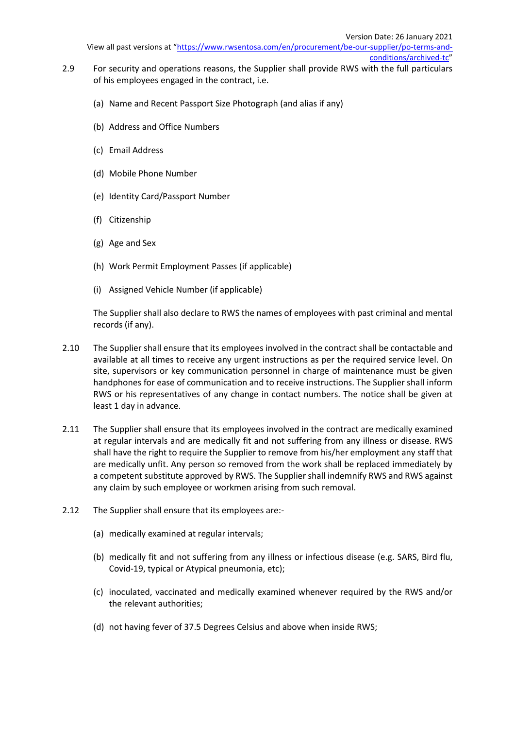2.9 For security and operations reasons, the Supplier shall provide RWS with the full particulars of his employees engaged in the contract, i.e.

(a) Name and Recent Passport Size Photograph (and alias if any)

(b) Address and Office Numbers

(c) Email Address

(d) Mobile Phone Number

(e) Identity Card/Passport Number

(f) Citizenship

(g) Age and Sex

(h) Work Permit Employment Passes (if applicable)

(i) Assigned Vehicle Number (if applicable)

The Supplier shall also declare to RWS the names of employees with past criminal and mental records (if any).

2.10 The Supplier shall ensure that its employees involved in the contract shall be contactable and available at all times to receive any urgent instructions as per the required service level. On site, supervisors or key communication personnel in charge of maintenance must be given handphones for ease of communication and to receive instructions. The Supplier shall inform RWS or his representatives of any change in contact numbers. The notice shall be given at least 1 day in advance.

2.11 The Supplier shall ensure that its employees involved in the contract are medically examined at regular intervals and are medically fit and not suffering from any illness or disease. RWS shall have the right to require the Supplier to remove from his/her employment any staff that are medically unfit. Any person so removed from the work shall be replaced immediately by a competent substitute approved by RWS. The Supplier shall indemnify RWS and RWS against any claim by such employee or workmen arising from such removal.

2.12 The Supplier shall ensure that its employees are:-

(a) medically examined at regular intervals;

(b) medically fit and not suffering from any illness or infectious disease (e.g. SARS, Bird flu, Covid-19, typical or Atypical pneumonia, etc);

(c) inoculated, vaccinated and medically examined whenever required by the RWS and/or the relevant authorities;

(d) not having fever of 37.5 Degrees Celsius and above when inside RWS;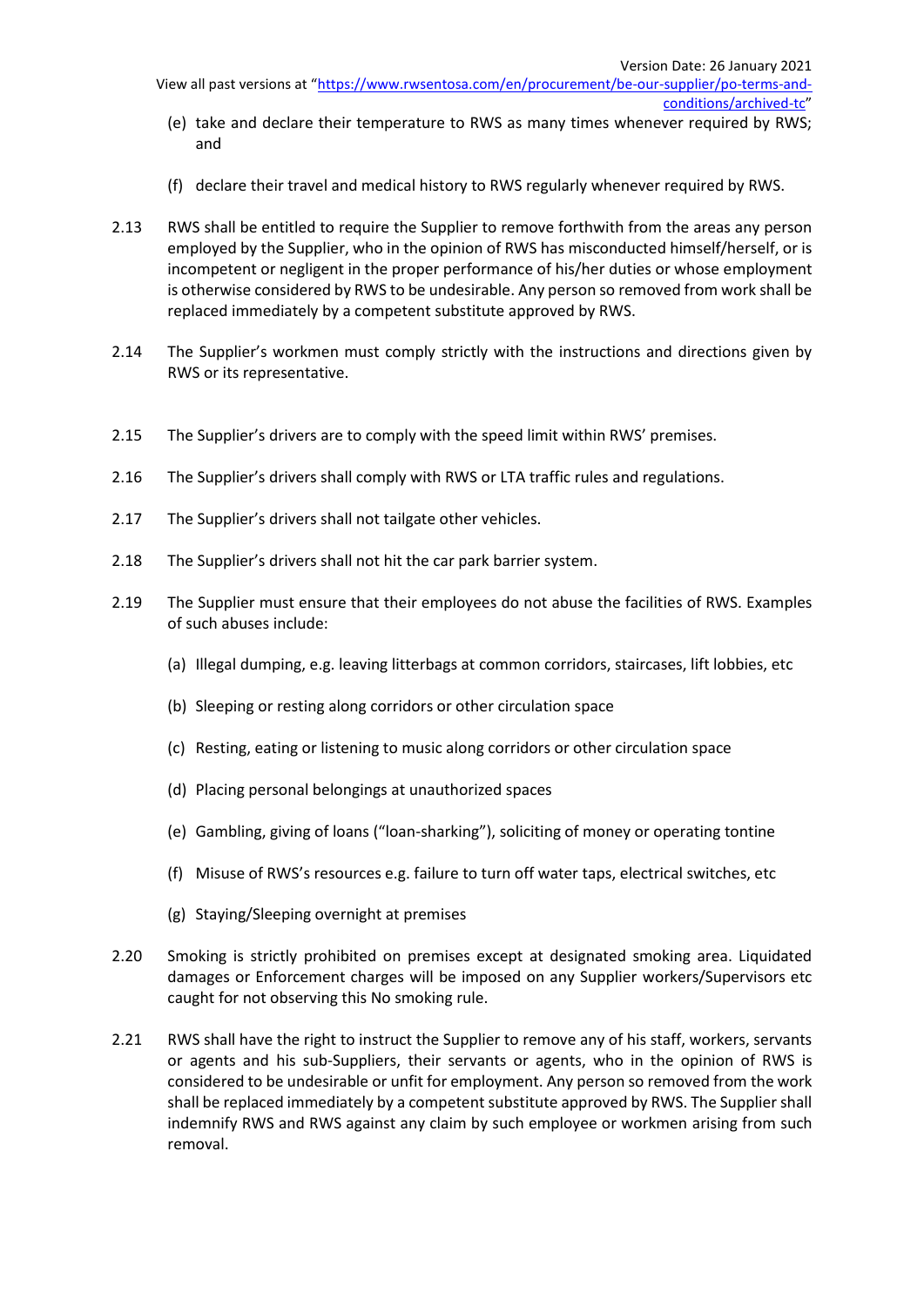(e) take and declare their temperature to RWS as many times whenever required by RWS; and

(f) declare their travel and medical history to RWS regularly whenever required by RWS.

2.13 RWS shall be entitled to require the Supplier to remove forthwith from the areas any person employed by the Supplier, who in the opinion of RWS has misconducted himself/herself, or is incompetent or negligent in the proper performance of his/her duties or whose employment is otherwise considered by RWS to be undesirable. Any person so removed from work shall be replaced immediately by a competent substitute approved by RWS.

2.14 The Supplier's workmen must comply strictly with the instructions and directions given by RWS or its representative.

2.15 The Supplier's drivers are to comply with the speed limit within RWS' premises.

2.16 The Supplier's drivers shall comply with RWS or LTA traffic rules and regulations.

2.17 The Supplier's drivers shall not tailgate other vehicles.

2.18 The Supplier's drivers shall not hit the car park barrier system.

2.19 The Supplier must ensure that their employees do not abuse the facilities of RWS. Examples of such abuses include:

(a) Illegal dumping, e.g. leaving litterbags at common corridors, staircases, lift lobbies, etc

(b) Sleeping or resting along corridors or other circulation space

(c) Resting, eating or listening to music along corridors or other circulation space

(d) Placing personal belongings at unauthorized spaces

(e) Gambling, giving of loans ("loan-sharking"), soliciting of money or operating tontine

(f) Misuse of RWS's resources e.g. failure to turn off water taps, electrical switches, etc

(g) Staying/Sleeping overnight at premises

2.20 Smoking is strictly prohibited on premises except at designated smoking area. Liquidated damages or Enforcement charges will be imposed on any Supplier workers/Supervisors etc caught for not observing this No smoking rule.

2.21 RWS shall have the right to instruct the Supplier to remove any of his staff, workers, servants or agents and his sub-Suppliers, their servants or agents, who in the opinion of RWS is considered to be undesirable or unfit for employment. Any person so removed from the work shall be replaced immediately by a competent substitute approved by RWS. The Supplier shall indemnify RWS and RWS against any claim by such employee or workmen arising from such removal.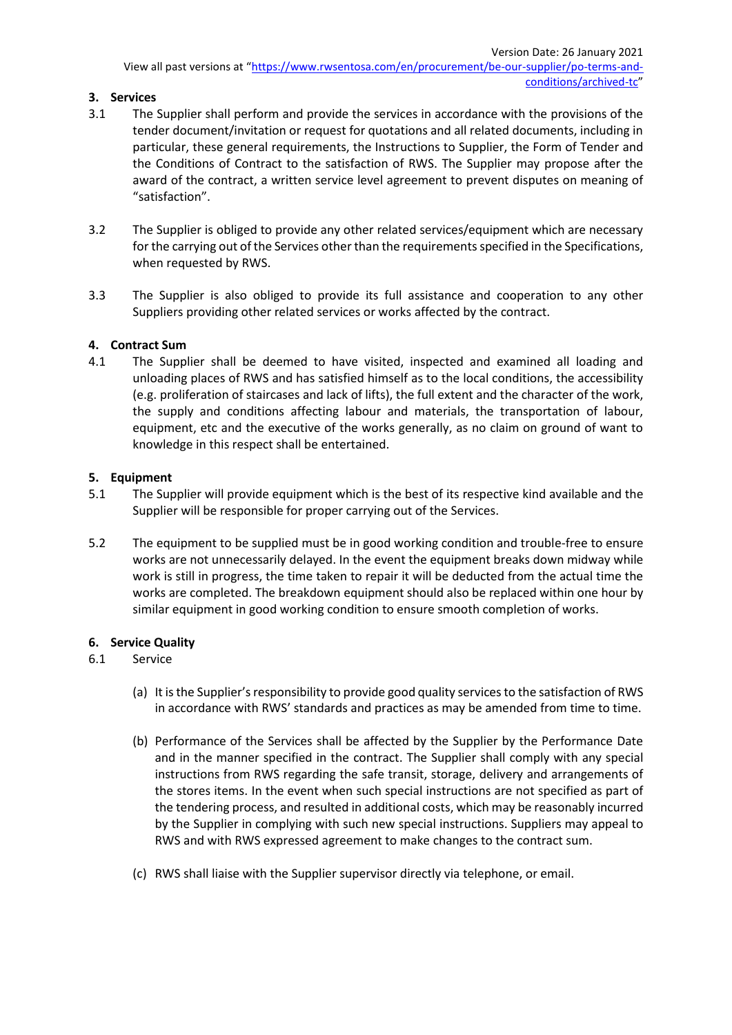### 3. Services

3.1 The Supplier shall perform and provide the services in accordance with the provisions of the tender document/invitation or request for quotations and all related documents, including in particular, these general requirements, the Instructions to Supplier, the Form of Tender and the Conditions of Contract to the satisfaction of RWS. The Supplier may propose after the award of the contract, a written service level agreement to prevent disputes on meaning of "satisfaction".

3.2 The Supplier is obliged to provide any other related services/equipment which are necessary for the carrying out of the Services other than the requirements specified in the Specifications, when requested by RWS.

3.3 The Supplier is also obliged to provide its full assistance and cooperation to any other Suppliers providing other related services or works affected by the contract.

### 4. Contract Sum

4.1 The Supplier shall be deemed to have visited, inspected and examined all loading and unloading places of RWS and has satisfied himself as to the local conditions, the accessibility (e.g. proliferation of staircases and lack of lifts), the full extent and the character of the work, the supply and conditions affecting labour and materials, the transportation of labour, equipment, etc and the executive of the works generally, as no claim on ground of want to knowledge in this respect shall be entertained.

### 5. Equipment

5.1 The Supplier will provide equipment which is the best of its respective kind available and the Supplier will be responsible for proper carrying out of the Services.

5.2 The equipment to be supplied must be in good working condition and trouble-free to ensure works are not unnecessarily delayed. In the event the equipment breaks down midway while work is still in progress, the time taken to repair it will be deducted from the actual time the works are completed. The breakdown equipment should also be replaced within one hour by similar equipment in good working condition to ensure smooth completion of works.

### 6. Service Quality

6.1 Service

(a) It is the Supplier's responsibility to provide good quality services to the satisfaction of RWS in accordance with RWS' standards and practices as may be amended from time to time.

(b) Performance of the Services shall be affected by the Supplier by the Performance Date and in the manner specified in the contract. The Supplier shall comply with any special instructions from RWS regarding the safe transit, storage, delivery and arrangements of the stores items. In the event when such special instructions are not specified as part of the tendering process, and resulted in additional costs, which may be reasonably incurred by the Supplier in complying with such new special instructions. Suppliers may appeal to RWS and with RWS expressed agreement to make changes to the contract sum.

(c) RWS shall liaise with the Supplier supervisor directly via telephone, or email.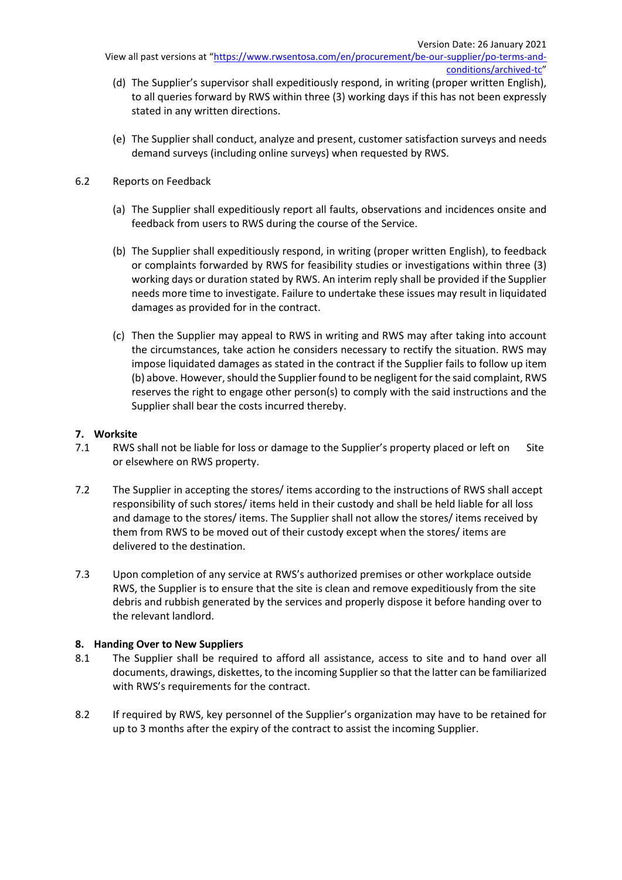(d) The Supplier's supervisor shall expeditiously respond, in writing (proper written English), to all queries forward by RWS within three (3) working days if this has not been expressly stated in any written directions.

(e) The Supplier shall conduct, analyze and present, customer satisfaction surveys and needs demand surveys (including online surveys) when requested by RWS.

6.2 Reports on Feedback

(a) The Supplier shall expeditiously report all faults, observations and incidences onsite and feedback from users to RWS during the course of the Service.

(b) The Supplier shall expeditiously respond, in writing (proper written English), to feedback or complaints forwarded by RWS for feasibility studies or investigations within three (3) working days or duration stated by RWS. An interim reply shall be provided if the Supplier needs more time to investigate. Failure to undertake these issues may result in liquidated damages as provided for in the contract.

(c) Then the Supplier may appeal to RWS in writing and RWS may after taking into account the circumstances, take action he considers necessary to rectify the situation. RWS may impose liquidated damages as stated in the contract if the Supplier fails to follow up item (b) above. However, should the Supplier found to be negligent for the said complaint, RWS reserves the right to engage other person(s) to comply with the said instructions and the Supplier shall bear the costs incurred thereby.

## 7. Worksite

7.1 RWS shall not be liable for loss or damage to the Supplier's property placed or left on Site or elsewhere on RWS property.

7.2 The Supplier in accepting the stores/ items according to the instructions of RWS shall accept responsibility of such stores/ items held in their custody and shall be held liable for all loss and damage to the stores/ items. The Supplier shall not allow the stores/ items received by them from RWS to be moved out of their custody except when the stores/ items are delivered to the destination.

7.3 Upon completion of any service at RWS's authorized premises or other workplace outside RWS, the Supplier is to ensure that the site is clean and remove expeditiously from the site debris and rubbish generated by the services and properly dispose it before handing over to the relevant landlord.

## 8. Handing Over to New Suppliers

8.1 The Supplier shall be required to afford all assistance, access to site and to hand over all documents, drawings, diskettes, to the incoming Supplier so that the latter can be familiarized with RWS's requirements for the contract.

8.2 If required by RWS, key personnel of the Supplier's organization may have to be retained for up to 3 months after the expiry of the contract to assist the incoming Supplier.